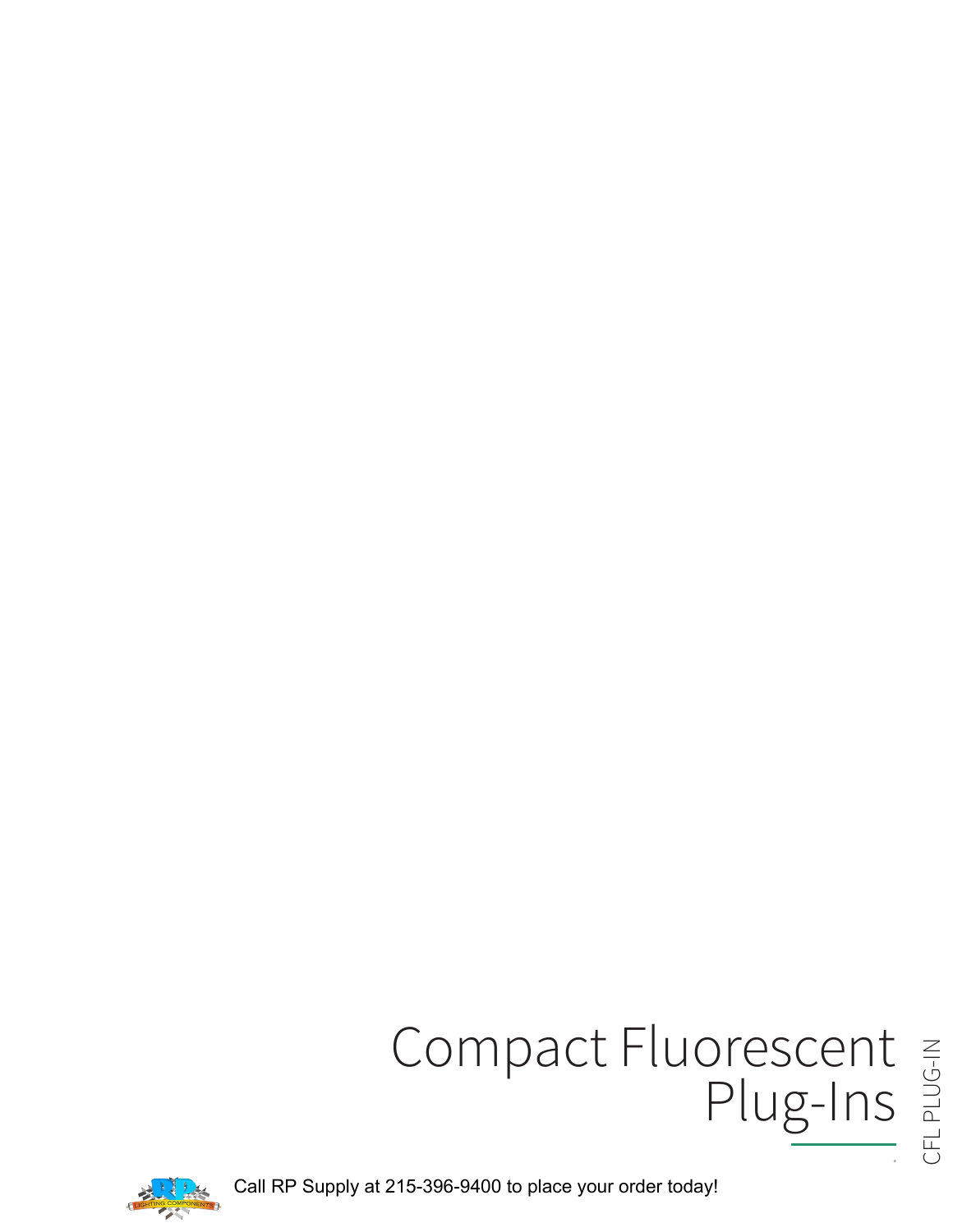# Compact Fluorescent Plug-Ins

CFL PLUG-IN

Call RP Supply at 215-396-9400 to place your order today!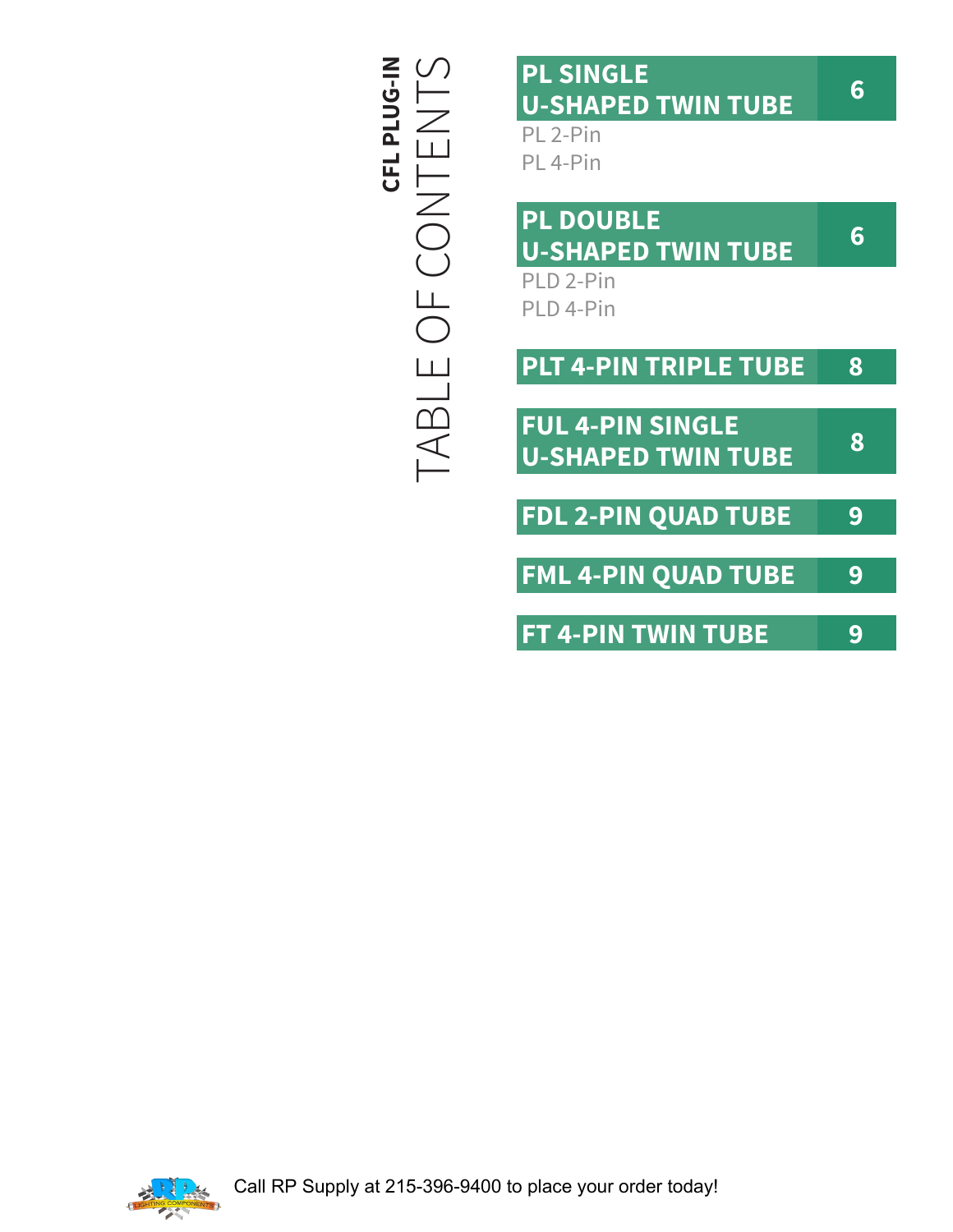# CFL PLUG-IN

# TABLE OF CONTENTS

| Section | Page |
|---|---|
| **PL SINGLE U-SHAPED TWIN TUBE** | **6** |
| PL 2-Pin | |
| PL 4-Pin | |
| **PL DOUBLE U-SHAPED TWIN TUBE** | **6** |
| PLD 2-Pin | |
| PLD 4-Pin | |
| **PLT 4-PIN TRIPLE TUBE** | **8** |
| **FUL 4-PIN SINGLE U-SHAPED TWIN TUBE** | **8** |
| **FDL 2-PIN QUAD TUBE** | **9** |
| **FML 4-PIN QUAD TUBE** | **9** |
| **FT 4-PIN TWIN TUBE** | **9** |

Call RP Supply at 215-396-9400 to place your order today!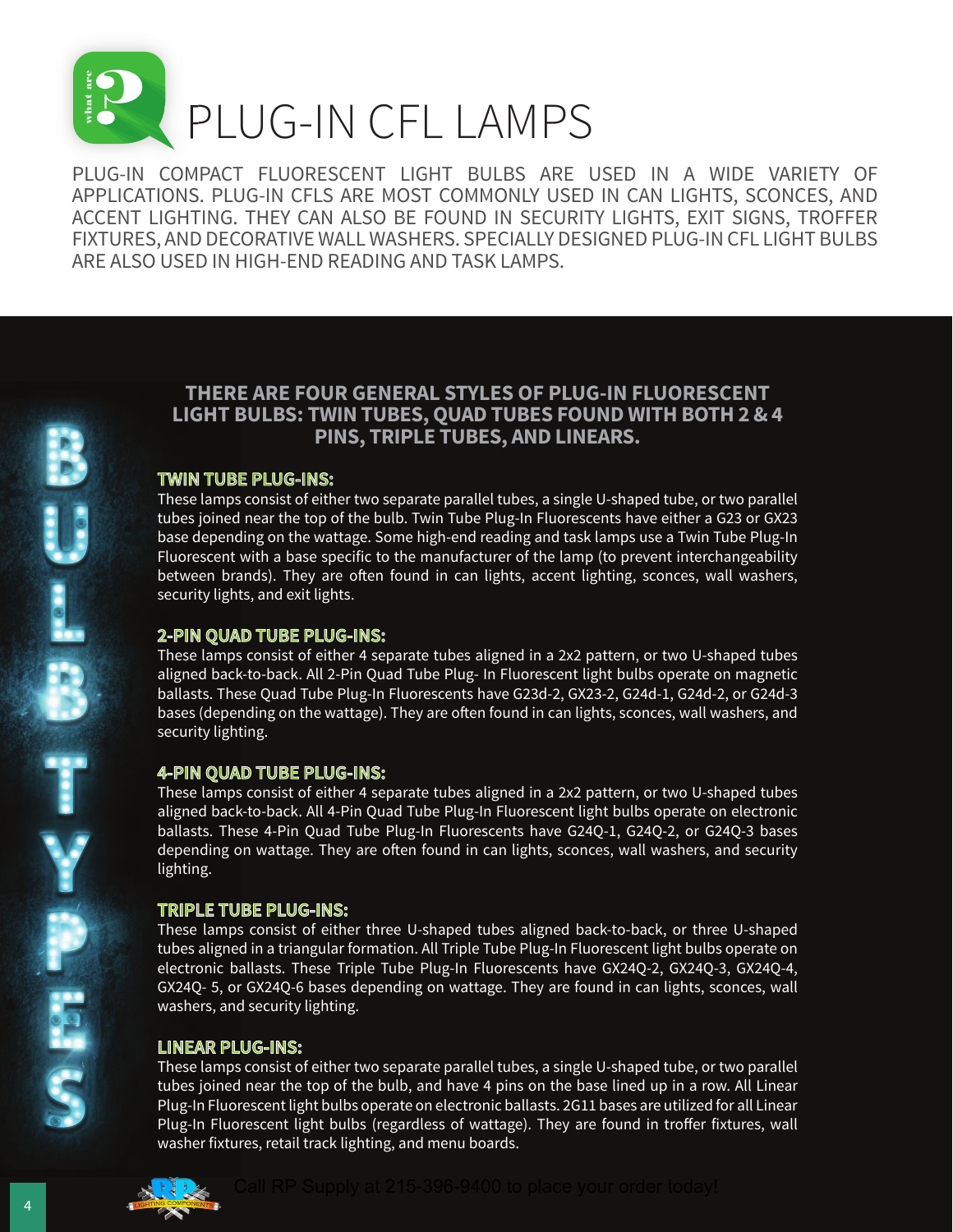# PLUG-IN CFL LAMPS

PLUG-IN COMPACT FLUORESCENT LIGHT BULBS ARE USED IN A WIDE VARIETY OF APPLICATIONS. PLUG-IN CFLS ARE MOST COMMONLY USED IN CAN LIGHTS, SCONCES, AND ACCENT LIGHTING. THEY CAN ALSO BE FOUND IN SECURITY LIGHTS, EXIT SIGNS, TROFFER FIXTURES, AND DECORATIVE WALL WASHERS. SPECIALLY DESIGNED PLUG-IN CFL LIGHT BULBS ARE ALSO USED IN HIGH-END READING AND TASK LAMPS.

## BULB TYPES

**THERE ARE FOUR GENERAL STYLES OF PLUG-IN FLUORESCENT LIGHT BULBS: TWIN TUBES, QUAD TUBES FOUND WITH BOTH 2 & 4 PINS, TRIPLE TUBES, AND LINEARS.**

### TWIN TUBE PLUG-INS:

These lamps consist of either two separate parallel tubes, a single U-shaped tube, or two parallel tubes joined near the top of the bulb. Twin Tube Plug-In Fluorescents have either a G23 or GX23 base depending on the wattage. Some high-end reading and task lamps use a Twin Tube Plug-In Fluorescent with a base specific to the manufacturer of the lamp (to prevent interchangeability between brands). They are often found in can lights, accent lighting, sconces, wall washers, security lights, and exit lights.

### 2-PIN QUAD TUBE PLUG-INS:

These lamps consist of either 4 separate tubes aligned in a 2x2 pattern, or two U-shaped tubes aligned back-to-back. All 2-Pin Quad Tube Plug- In Fluorescent light bulbs operate on magnetic ballasts. These Quad Tube Plug-In Fluorescents have G23d-2, GX23-2, G24d-1, G24d-2, or G24d-3 bases (depending on the wattage). They are often found in can lights, sconces, wall washers, and security lighting.

### 4-PIN QUAD TUBE PLUG-INS:

These lamps consist of either 4 separate tubes aligned in a 2x2 pattern, or two U-shaped tubes aligned back-to-back. All 4-Pin Quad Tube Plug-In Fluorescent light bulbs operate on electronic ballasts. These 4-Pin Quad Tube Plug-In Fluorescents have G24Q-1, G24Q-2, or G24Q-3 bases depending on wattage. They are often found in can lights, sconces, wall washers, and security lighting.

### TRIPLE TUBE PLUG-INS:

These lamps consist of either three U-shaped tubes aligned back-to-back, or three U-shaped tubes aligned in a triangular formation. All Triple Tube Plug-In Fluorescent light bulbs operate on electronic ballasts. These Triple Tube Plug-In Fluorescents have GX24Q-2, GX24Q-3, GX24Q-4, GX24Q- 5, or GX24Q-6 bases depending on wattage. They are found in can lights, sconces, wall washers, and security lighting.

### LINEAR PLUG-INS:

These lamps consist of either two separate parallel tubes, a single U-shaped tube, or two parallel tubes joined near the top of the bulb, and have 4 pins on the base lined up in a row. All Linear Plug-In Fluorescent light bulbs operate on electronic ballasts. 2G11 bases are utilized for all Linear Plug-In Fluorescent light bulbs (regardless of wattage). They are found in troffer fixtures, wall washer fixtures, retail track lighting, and menu boards.

Call RP Supply at 215-396-9400 to place your order today!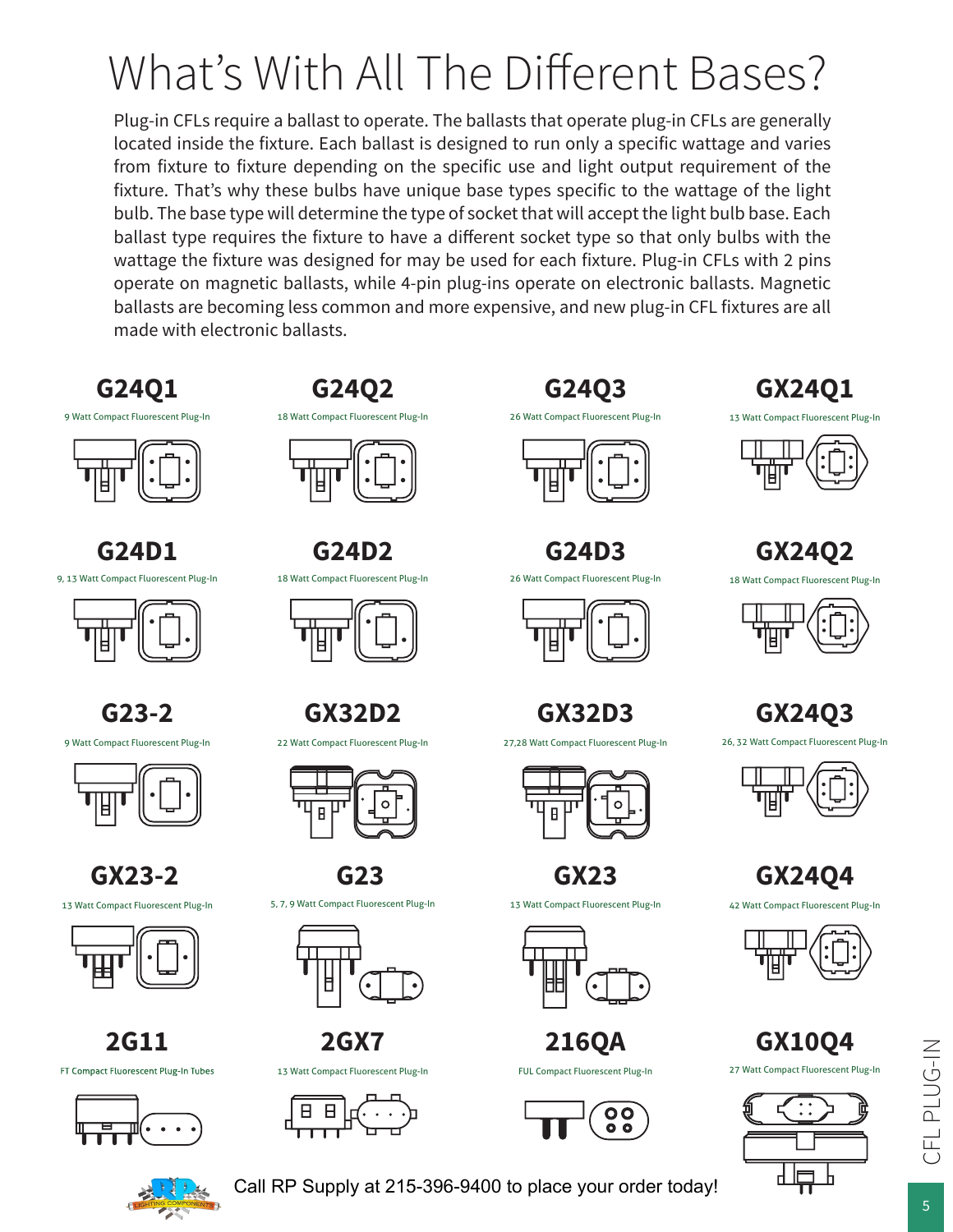# What's With All The Different Bases?

Plug-in CFLs require a ballast to operate. The ballasts that operate plug-in CFLs are generally located inside the fixture. Each ballast is designed to run only a specific wattage and varies from fixture to fixture depending on the specific use and light output requirement of the fixture. That's why these bulbs have unique base types specific to the wattage of the light bulb. The base type will determine the type of socket that will accept the light bulb base. Each ballast type requires the fixture to have a different socket type so that only bulbs with the wattage the fixture was designed for may be used for each fixture. Plug-in CFLs with 2 pins operate on magnetic ballasts, while 4-pin plug-ins operate on electronic ballasts. Magnetic ballasts are becoming less common and more expensive, and new plug-in CFL fixtures are all made with electronic ballasts.

## G24Q1
9 Watt Compact Fluorescent Plug-In

## G24Q2
18 Watt Compact Fluorescent Plug-In

## G24Q3
26 Watt Compact Fluorescent Plug-In

## GX24Q1
13 Watt Compact Fluorescent Plug-In

## G24D1
9, 13 Watt Compact Fluorescent Plug-In

## G24D2
18 Watt Compact Fluorescent Plug-In

## G24D3
26 Watt Compact Fluorescent Plug-In

## GX24Q2
18 Watt Compact Fluorescent Plug-In

## G23-2
9 Watt Compact Fluorescent Plug-In

## GX32D2
22 Watt Compact Fluorescent Plug-In

## GX32D3
27,28 Watt Compact Fluorescent Plug-In

## GX24Q3
26, 32 Watt Compact Fluorescent Plug-In

## GX23-2
13 Watt Compact Fluorescent Plug-In

## G23
5, 7, 9 Watt Compact Fluorescent Plug-In

## GX23
13 Watt Compact Fluorescent Plug-In

## GX24Q4
42 Watt Compact Fluorescent Plug-In

## 2G11
FT Compact Fluorescent Plug-In Tubes

## 2GX7
13 Watt Compact Fluorescent Plug-In

## 216QA
FUL Compact Fluorescent Plug-In

## GX10Q4
27 Watt Compact Fluorescent Plug-In

Call RP Supply at 215-396-9400 to place your order today!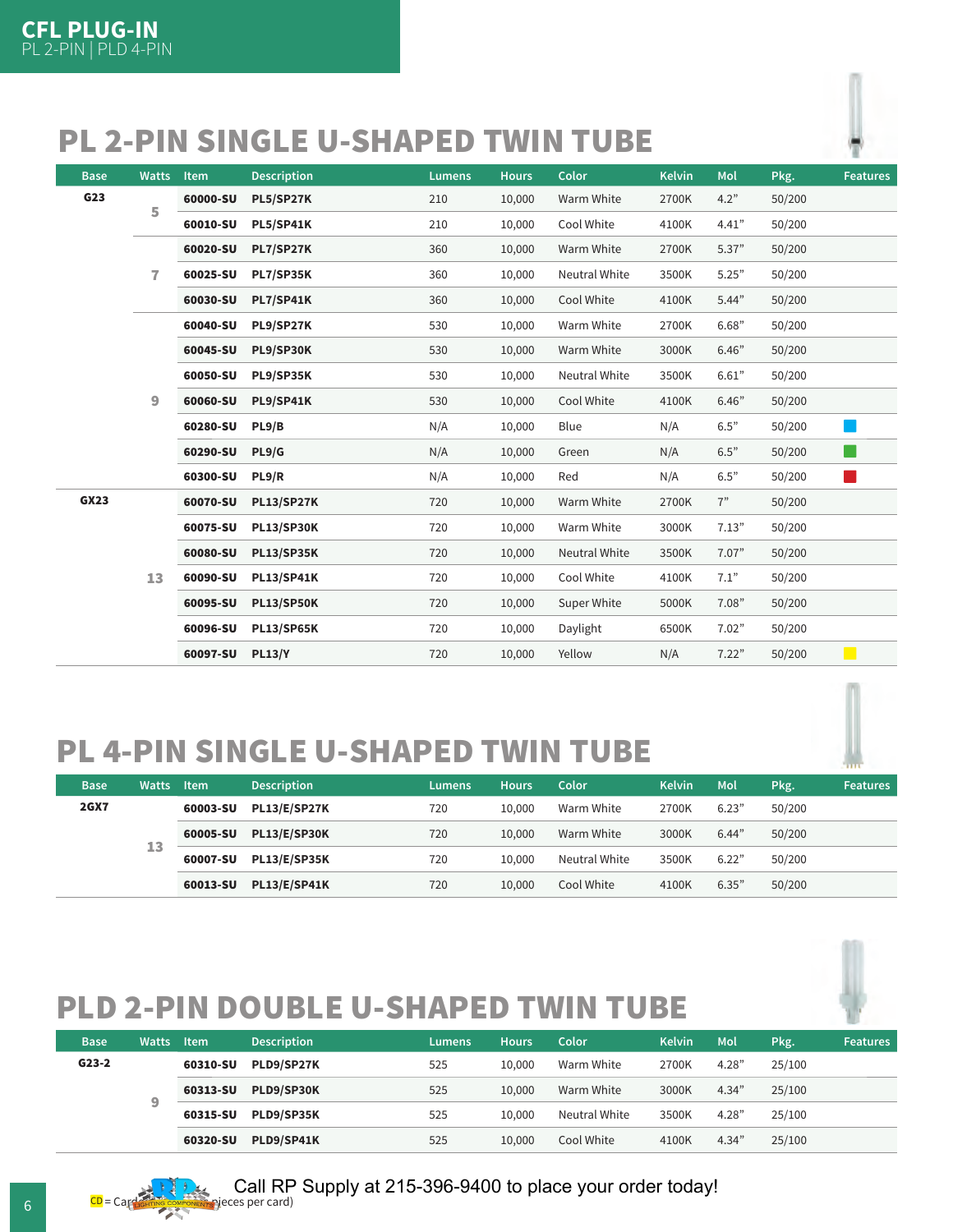# CFL PLUG-IN
PL 2-PIN | PLD 4-PIN

## PL 2-PIN SINGLE U-SHAPED TWIN TUBE

| Base | Watts | Item | Description | Lumens | Hours | Color | Kelvin | Mol | Pkg. | Features |
|---|---|---|---|---|---|---|---|---|---|---|
| G23 | 5 | 60000-SU | PL5/SP27K | 210 | 10,000 | Warm White | 2700K | 4.2" | 50/200 | |
| | | 60010-SU | PL5/SP41K | 210 | 10,000 | Cool White | 4100K | 4.41" | 50/200 | |
| | 7 | 60020-SU | PL7/SP27K | 360 | 10,000 | Warm White | 2700K | 5.37" | 50/200 | |
| | | 60025-SU | PL7/SP35K | 360 | 10,000 | Neutral White | 3500K | 5.25" | 50/200 | |
| | | 60030-SU | PL7/SP41K | 360 | 10,000 | Cool White | 4100K | 5.44" | 50/200 | |
| | 9 | 60040-SU | PL9/SP27K | 530 | 10,000 | Warm White | 2700K | 6.68" | 50/200 | |
| | | 60045-SU | PL9/SP30K | 530 | 10,000 | Warm White | 3000K | 6.46" | 50/200 | |
| | | 60050-SU | PL9/SP35K | 530 | 10,000 | Neutral White | 3500K | 6.61" | 50/200 | |
| | | 60060-SU | PL9/SP41K | 530 | 10,000 | Cool White | 4100K | 6.46" | 50/200 | |
| | | 60280-SU | PL9/B | N/A | 10,000 | Blue | N/A | 6.5" | 50/200 | |
| | | 60290-SU | PL9/G | N/A | 10,000 | Green | N/A | 6.5" | 50/200 | |
| | | 60300-SU | PL9/R | N/A | 10,000 | Red | N/A | 6.5" | 50/200 | |
| GX23 | 13 | 60070-SU | PL13/SP27K | 720 | 10,000 | Warm White | 2700K | 7" | 50/200 | |
| | | 60075-SU | PL13/SP30K | 720 | 10,000 | Warm White | 3000K | 7.13" | 50/200 | |
| | | 60080-SU | PL13/SP35K | 720 | 10,000 | Neutral White | 3500K | 7.07" | 50/200 | |
| | | 60090-SU | PL13/SP41K | 720 | 10,000 | Cool White | 4100K | 7.1" | 50/200 | |
| | | 60095-SU | PL13/SP50K | 720 | 10,000 | Super White | 5000K | 7.08" | 50/200 | |
| | | 60096-SU | PL13/SP65K | 720 | 10,000 | Daylight | 6500K | 7.02" | 50/200 | |
| | | 60097-SU | PL13/Y | 720 | 10,000 | Yellow | N/A | 7.22" | 50/200 | |

## PL 4-PIN SINGLE U-SHAPED TWIN TUBE

| Base | Watts | Item | Description | Lumens | Hours | Color | Kelvin | Mol | Pkg. | Features |
|---|---|---|---|---|---|---|---|---|---|---|
| 2GX7 | 13 | 60003-SU | PL13/E/SP27K | 720 | 10,000 | Warm White | 2700K | 6.23" | 50/200 | |
| | | 60005-SU | PL13/E/SP30K | 720 | 10,000 | Warm White | 3000K | 6.44" | 50/200 | |
| | | 60007-SU | PL13/E/SP35K | 720 | 10,000 | Neutral White | 3500K | 6.22" | 50/200 | |
| | | 60013-SU | PL13/E/SP41K | 720 | 10,000 | Cool White | 4100K | 6.35" | 50/200 | |

## PLD 2-PIN DOUBLE U-SHAPED TWIN TUBE

| Base | Watts | Item | Description | Lumens | Hours | Color | Kelvin | Mol | Pkg. | Features |
|---|---|---|---|---|---|---|---|---|---|---|
| G23-2 | 9 | 60310-SU | PLD9/SP27K | 525 | 10,000 | Warm White | 2700K | 4.28" | 25/100 | |
| | | 60313-SU | PLD9/SP30K | 525 | 10,000 | Warm White | 3000K | 4.34" | 25/100 | |
| | | 60315-SU | PLD9/SP35K | 525 | 10,000 | Neutral White | 3500K | 4.28" | 25/100 | |
| | | 60320-SU | PLD9/SP41K | 525 | 10,000 | Cool White | 4100K | 4.34" | 25/100 | |

CD = Card (pieces per card)

Call RP Supply at 215-396-9400 to place your order today!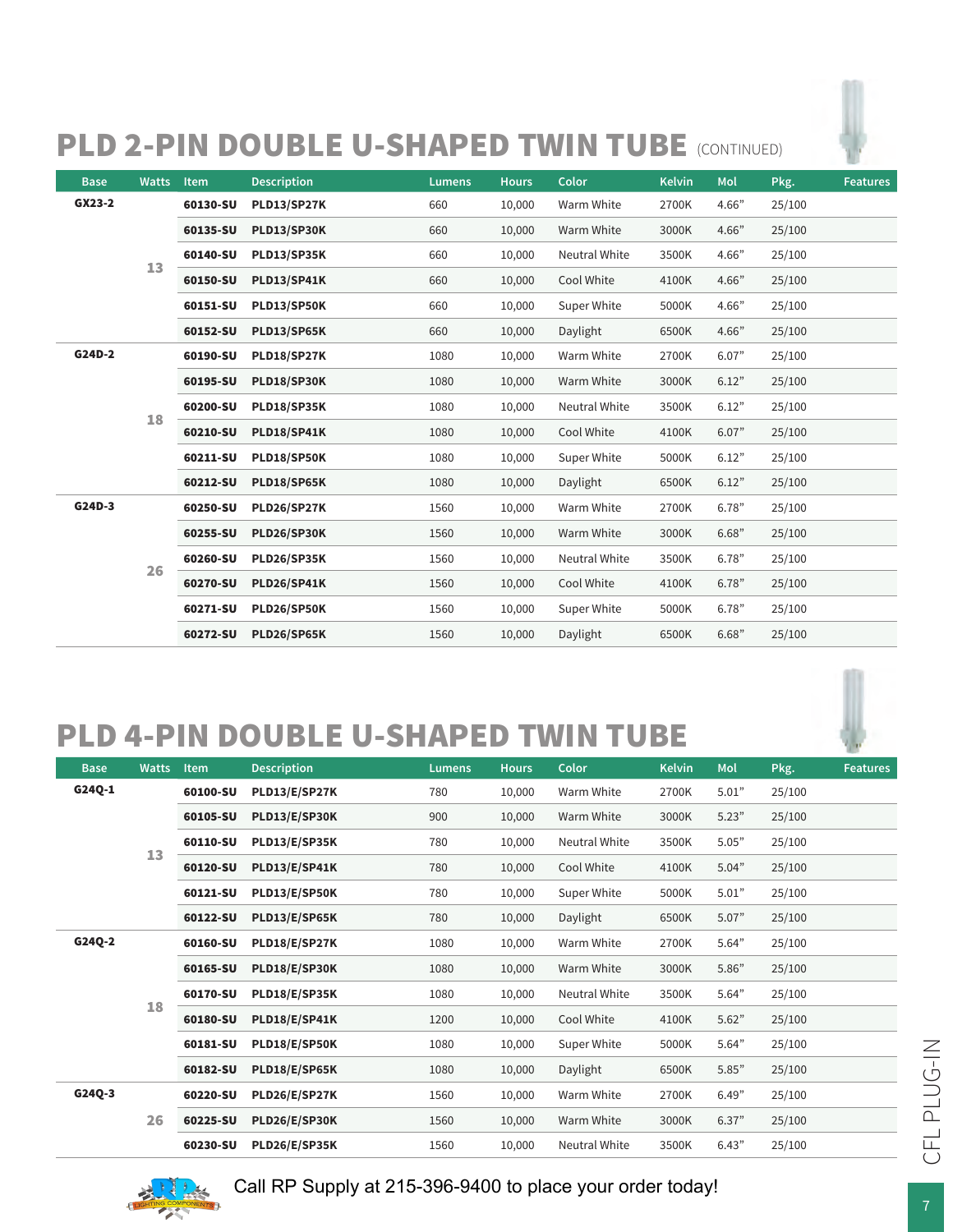## PLD 2-PIN DOUBLE U-SHAPED TWIN TUBE (CONTINUED)

| Base | Watts | Item | Description | Lumens | Hours | Color | Kelvin | Mol | Pkg. | Features |
|---|---|---|---|---|---|---|---|---|---|---|
| GX23-2 | 13 | 60130-SU | PLD13/SP27K | 660 | 10,000 | Warm White | 2700K | 4.66” | 25/100 | |
| | | 60135-SU | PLD13/SP30K | 660 | 10,000 | Warm White | 3000K | 4.66” | 25/100 | |
| | | 60140-SU | PLD13/SP35K | 660 | 10,000 | Neutral White | 3500K | 4.66” | 25/100 | |
| | | 60150-SU | PLD13/SP41K | 660 | 10,000 | Cool White | 4100K | 4.66” | 25/100 | |
| | | 60151-SU | PLD13/SP50K | 660 | 10,000 | Super White | 5000K | 4.66” | 25/100 | |
| | | 60152-SU | PLD13/SP65K | 660 | 10,000 | Daylight | 6500K | 4.66” | 25/100 | |
| G24D-2 | 18 | 60190-SU | PLD18/SP27K | 1080 | 10,000 | Warm White | 2700K | 6.07” | 25/100 | |
| | | 60195-SU | PLD18/SP30K | 1080 | 10,000 | Warm White | 3000K | 6.12” | 25/100 | |
| | | 60200-SU | PLD18/SP35K | 1080 | 10,000 | Neutral White | 3500K | 6.12” | 25/100 | |
| | | 60210-SU | PLD18/SP41K | 1080 | 10,000 | Cool White | 4100K | 6.07” | 25/100 | |
| | | 60211-SU | PLD18/SP50K | 1080 | 10,000 | Super White | 5000K | 6.12” | 25/100 | |
| | | 60212-SU | PLD18/SP65K | 1080 | 10,000 | Daylight | 6500K | 6.12” | 25/100 | |
| G24D-3 | 26 | 60250-SU | PLD26/SP27K | 1560 | 10,000 | Warm White | 2700K | 6.78” | 25/100 | |
| | | 60255-SU | PLD26/SP30K | 1560 | 10,000 | Warm White | 3000K | 6.68” | 25/100 | |
| | | 60260-SU | PLD26/SP35K | 1560 | 10,000 | Neutral White | 3500K | 6.78” | 25/100 | |
| | | 60270-SU | PLD26/SP41K | 1560 | 10,000 | Cool White | 4100K | 6.78” | 25/100 | |
| | | 60271-SU | PLD26/SP50K | 1560 | 10,000 | Super White | 5000K | 6.78” | 25/100 | |
| | | 60272-SU | PLD26/SP65K | 1560 | 10,000 | Daylight | 6500K | 6.68” | 25/100 | |

## PLD 4-PIN DOUBLE U-SHAPED TWIN TUBE

| Base | Watts | Item | Description | Lumens | Hours | Color | Kelvin | Mol | Pkg. | Features |
|---|---|---|---|---|---|---|---|---|---|---|
| G24Q-1 | 13 | 60100-SU | PLD13/E/SP27K | 780 | 10,000 | Warm White | 2700K | 5.01” | 25/100 | |
| | | 60105-SU | PLD13/E/SP30K | 900 | 10,000 | Warm White | 3000K | 5.23” | 25/100 | |
| | | 60110-SU | PLD13/E/SP35K | 780 | 10,000 | Neutral White | 3500K | 5.05” | 25/100 | |
| | | 60120-SU | PLD13/E/SP41K | 780 | 10,000 | Cool White | 4100K | 5.04” | 25/100 | |
| | | 60121-SU | PLD13/E/SP50K | 780 | 10,000 | Super White | 5000K | 5.01” | 25/100 | |
| | | 60122-SU | PLD13/E/SP65K | 780 | 10,000 | Daylight | 6500K | 5.07” | 25/100 | |
| G24Q-2 | 18 | 60160-SU | PLD18/E/SP27K | 1080 | 10,000 | Warm White | 2700K | 5.64” | 25/100 | |
| | | 60165-SU | PLD18/E/SP30K | 1080 | 10,000 | Warm White | 3000K | 5.86” | 25/100 | |
| | | 60170-SU | PLD18/E/SP35K | 1080 | 10,000 | Neutral White | 3500K | 5.64” | 25/100 | |
| | | 60180-SU | PLD18/E/SP41K | 1200 | 10,000 | Cool White | 4100K | 5.62” | 25/100 | |
| | | 60181-SU | PLD18/E/SP50K | 1080 | 10,000 | Super White | 5000K | 5.64” | 25/100 | |
| | | 60182-SU | PLD18/E/SP65K | 1080 | 10,000 | Daylight | 6500K | 5.85” | 25/100 | |
| G24Q-3 | 26 | 60220-SU | PLD26/E/SP27K | 1560 | 10,000 | Warm White | 2700K | 6.49” | 25/100 | |
| | | 60225-SU | PLD26/E/SP30K | 1560 | 10,000 | Warm White | 3000K | 6.37” | 25/100 | |
| | | 60230-SU | PLD26/E/SP35K | 1560 | 10,000 | Neutral White | 3500K | 6.43” | 25/100 | |

Call RP Supply at 215-396-9400 to place your order today!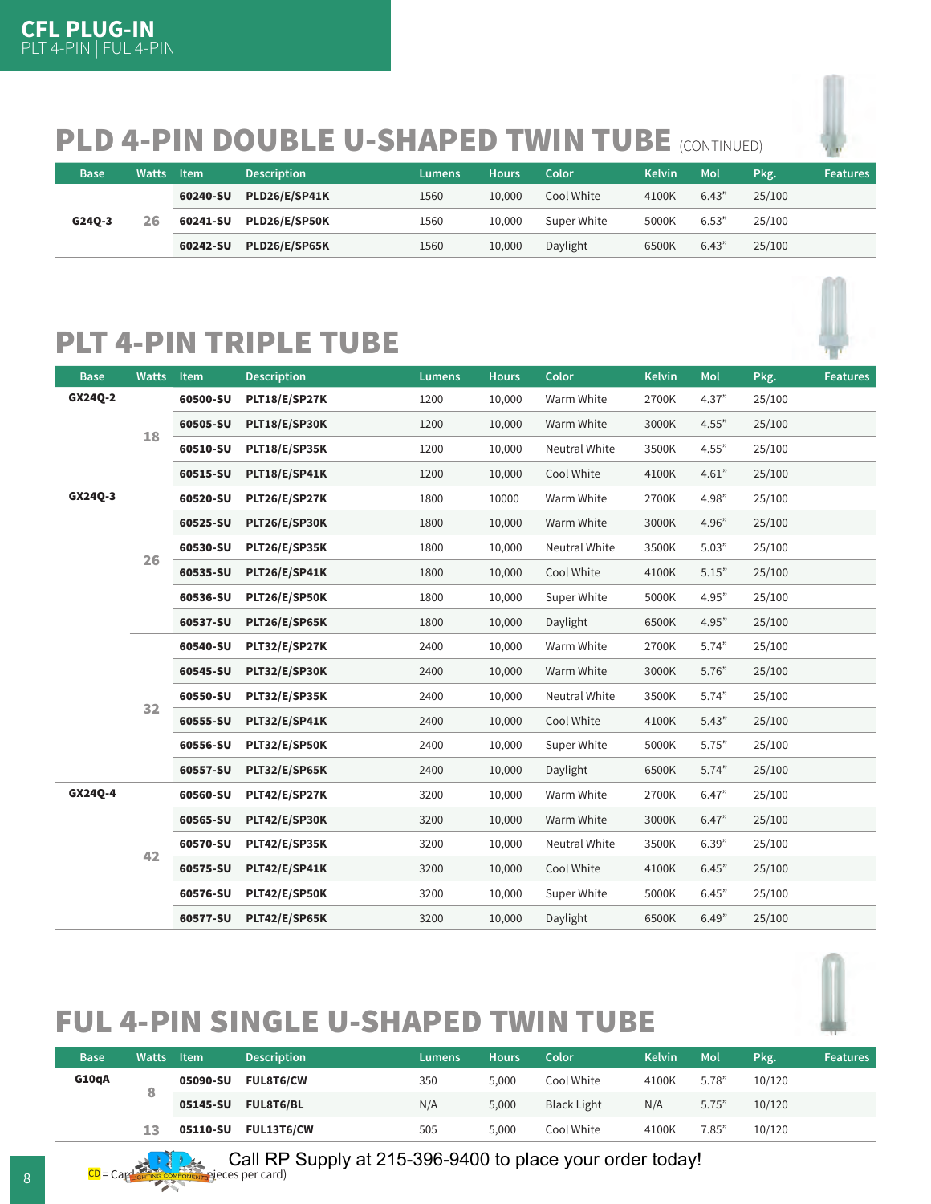# CFL PLUG-IN

PLT 4-PIN | FUL 4-PIN

## PLD 4-PIN DOUBLE U-SHAPED TWIN TUBE (CONTINUED)

| Base | Watts | Item | Description | Lumens | Hours | Color | Kelvin | Mol | Pkg. | Features |
|---|---|---|---|---|---|---|---|---|---|---|
| G24Q-3 | 26 | **60240-SU** | **PLD26/E/SP41K** | 1560 | 10,000 | Cool White | 4100K | 6.43" | 25/100 | |
| | | **60241-SU** | **PLD26/E/SP50K** | 1560 | 10,000 | Super White | 5000K | 6.53" | 25/100 | |
| | | **60242-SU** | **PLD26/E/SP65K** | 1560 | 10,000 | Daylight | 6500K | 6.43" | 25/100 | |

## PLT 4-PIN TRIPLE TUBE

| Base | Watts | Item | Description | Lumens | Hours | Color | Kelvin | Mol | Pkg. | Features |
|---|---|---|---|---|---|---|---|---|---|---|
| GX24Q-2 | 18 | **60500-SU** | **PLT18/E/SP27K** | 1200 | 10,000 | Warm White | 2700K | 4.37" | 25/100 | |
| | | **60505-SU** | **PLT18/E/SP30K** | 1200 | 10,000 | Warm White | 3000K | 4.55" | 25/100 | |
| | | **60510-SU** | **PLT18/E/SP35K** | 1200 | 10,000 | Neutral White | 3500K | 4.55" | 25/100 | |
| | | **60515-SU** | **PLT18/E/SP41K** | 1200 | 10,000 | Cool White | 4100K | 4.61" | 25/100 | |
| GX24Q-3 | 26 | **60520-SU** | **PLT26/E/SP27K** | 1800 | 10000 | Warm White | 2700K | 4.98" | 25/100 | |
| | | **60525-SU** | **PLT26/E/SP30K** | 1800 | 10,000 | Warm White | 3000K | 4.96" | 25/100 | |
| | | **60530-SU** | **PLT26/E/SP35K** | 1800 | 10,000 | Neutral White | 3500K | 5.03" | 25/100 | |
| | | **60535-SU** | **PLT26/E/SP41K** | 1800 | 10,000 | Cool White | 4100K | 5.15" | 25/100 | |
| | | **60536-SU** | **PLT26/E/SP50K** | 1800 | 10,000 | Super White | 5000K | 4.95" | 25/100 | |
| | | **60537-SU** | **PLT26/E/SP65K** | 1800 | 10,000 | Daylight | 6500K | 4.95" | 25/100 | |
| | 32 | **60540-SU** | **PLT32/E/SP27K** | 2400 | 10,000 | Warm White | 2700K | 5.74" | 25/100 | |
| | | **60545-SU** | **PLT32/E/SP30K** | 2400 | 10,000 | Warm White | 3000K | 5.76" | 25/100 | |
| | | **60550-SU** | **PLT32/E/SP35K** | 2400 | 10,000 | Neutral White | 3500K | 5.74" | 25/100 | |
| | | **60555-SU** | **PLT32/E/SP41K** | 2400 | 10,000 | Cool White | 4100K | 5.43" | 25/100 | |
| | | **60556-SU** | **PLT32/E/SP50K** | 2400 | 10,000 | Super White | 5000K | 5.75" | 25/100 | |
| | | **60557-SU** | **PLT32/E/SP65K** | 2400 | 10,000 | Daylight | 6500K | 5.74" | 25/100 | |
| GX24Q-4 | 42 | **60560-SU** | **PLT42/E/SP27K** | 3200 | 10,000 | Warm White | 2700K | 6.47" | 25/100 | |
| | | **60565-SU** | **PLT42/E/SP30K** | 3200 | 10,000 | Warm White | 3000K | 6.47" | 25/100 | |
| | | **60570-SU** | **PLT42/E/SP35K** | 3200 | 10,000 | Neutral White | 3500K | 6.39" | 25/100 | |
| | | **60575-SU** | **PLT42/E/SP41K** | 3200 | 10,000 | Cool White | 4100K | 6.45" | 25/100 | |
| | | **60576-SU** | **PLT42/E/SP50K** | 3200 | 10,000 | Super White | 5000K | 6.45" | 25/100 | |
| | | **60577-SU** | **PLT42/E/SP65K** | 3200 | 10,000 | Daylight | 6500K | 6.49" | 25/100 | |

## FUL 4-PIN SINGLE U-SHAPED TWIN TUBE

| Base | Watts | Item | Description | Lumens | Hours | Color | Kelvin | Mol | Pkg. | Features |
|---|---|---|---|---|---|---|---|---|---|---|
| G10qA | 8 | **05090-SU** | **FUL8T6/CW** | 350 | 5,000 | Cool White | 4100K | 5.78" | 10/120 | |
| | | **05145-SU** | **FUL8T6/BL** | N/A | 5,000 | Black Light | N/A | 5.75" | 10/120 | |
| | 13 | **05110-SU** | **FUL13T6/CW** | 505 | 5,000 | Cool White | 4100K | 7.85" | 10/120 | |

CD = Card (pieces per card)

Call RP Supply at 215-396-9400 to place your order today!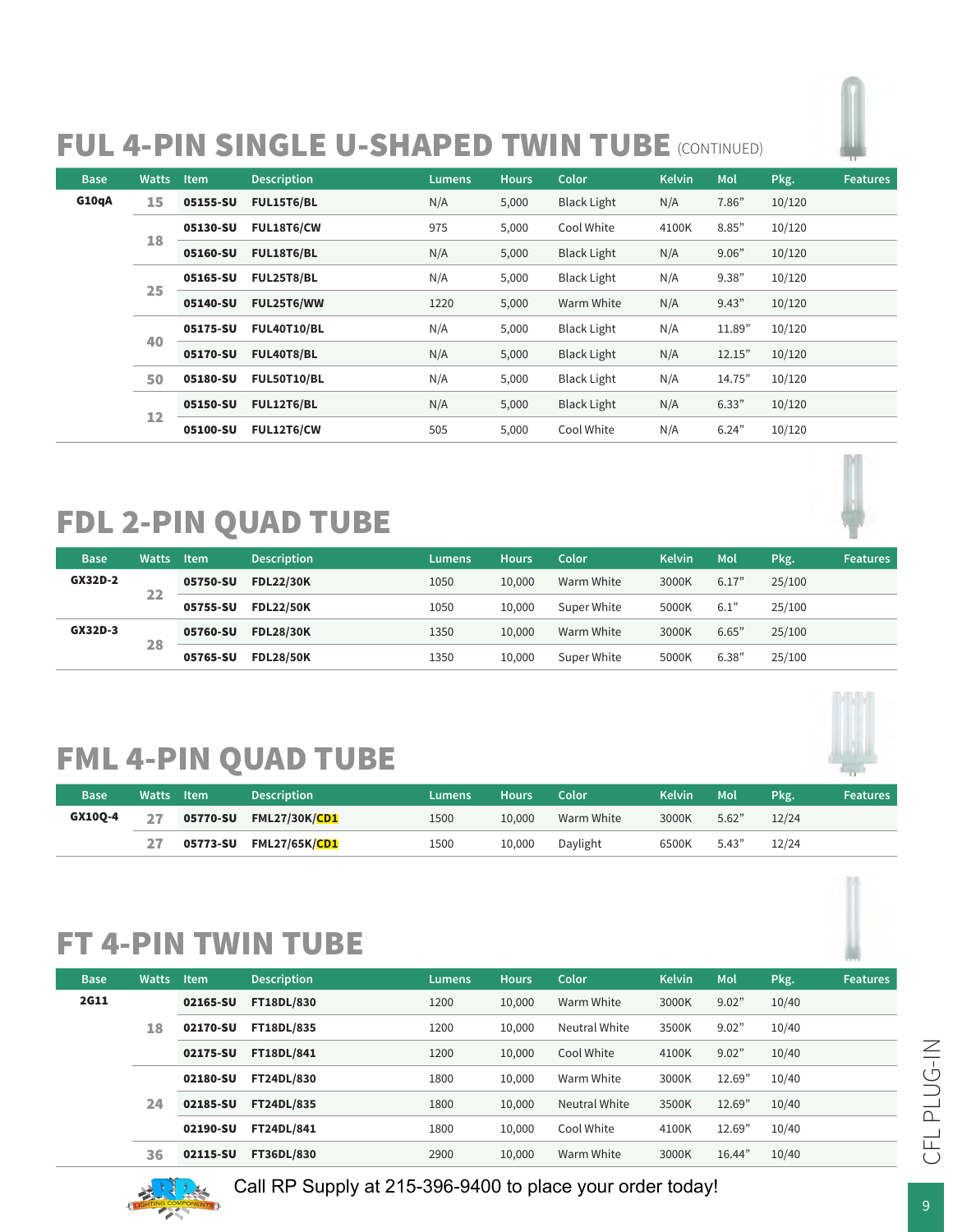# FUL 4-PIN SINGLE U-SHAPED TWIN TUBE (CONTINUED)

| Base | Watts | Item | Description | Lumens | Hours | Color | Kelvin | Mol | Pkg. | Features |
|---|---|---|---|---|---|---|---|---|---|---|
| G10qA | 15 | 05155-SU | FUL15T6/BL | N/A | 5,000 | Black Light | N/A | 7.86" | 10/120 | |
| | 18 | 05130-SU | FUL18T6/CW | 975 | 5,000 | Cool White | 4100K | 8.85" | 10/120 | |
| | | 05160-SU | FUL18T6/BL | N/A | 5,000 | Black Light | N/A | 9.06" | 10/120 | |
| | 25 | 05165-SU | FUL25T8/BL | N/A | 5,000 | Black Light | N/A | 9.38" | 10/120 | |
| | | 05140-SU | FUL25T6/WW | 1220 | 5,000 | Warm White | N/A | 9.43" | 10/120 | |
| | 40 | 05175-SU | FUL40T10/BL | N/A | 5,000 | Black Light | N/A | 11.89" | 10/120 | |
| | | 05170-SU | FUL40T8/BL | N/A | 5,000 | Black Light | N/A | 12.15" | 10/120 | |
| | 50 | 05180-SU | FUL50T10/BL | N/A | 5,000 | Black Light | N/A | 14.75" | 10/120 | |
| | 12 | 05150-SU | FUL12T6/BL | N/A | 5,000 | Black Light | N/A | 6.33" | 10/120 | |
| | | 05100-SU | FUL12T6/CW | 505 | 5,000 | Cool White | N/A | 6.24" | 10/120 | |

# FDL 2-PIN QUAD TUBE

| Base | Watts | Item | Description | Lumens | Hours | Color | Kelvin | Mol | Pkg. | Features |
|---|---|---|---|---|---|---|---|---|---|---|
| GX32D-2 | 22 | 05750-SU | FDL22/30K | 1050 | 10,000 | Warm White | 3000K | 6.17" | 25/100 | |
| | | 05755-SU | FDL22/50K | 1050 | 10,000 | Super White | 5000K | 6.1" | 25/100 | |
| GX32D-3 | 28 | 05760-SU | FDL28/30K | 1350 | 10,000 | Warm White | 3000K | 6.65" | 25/100 | |
| | | 05765-SU | FDL28/50K | 1350 | 10,000 | Super White | 5000K | 6.38" | 25/100 | |

# FML 4-PIN QUAD TUBE

| Base | Watts | Item | Description | Lumens | Hours | Color | Kelvin | Mol | Pkg. | Features |
|---|---|---|---|---|---|---|---|---|---|---|
| GX10Q-4 | 27 | 05770-SU | FML27/30K/CD1 | 1500 | 10,000 | Warm White | 3000K | 5.62" | 12/24 | |
| | 27 | 05773-SU | FML27/65K/CD1 | 1500 | 10,000 | Daylight | 6500K | 5.43" | 12/24 | |

# FT 4-PIN TWIN TUBE

| Base | Watts | Item | Description | Lumens | Hours | Color | Kelvin | Mol | Pkg. | Features |
|---|---|---|---|---|---|---|---|---|---|---|
| 2G11 | 18 | 02165-SU | FT18DL/830 | 1200 | 10,000 | Warm White | 3000K | 9.02" | 10/40 | |
| | | 02170-SU | FT18DL/835 | 1200 | 10,000 | Neutral White | 3500K | 9.02" | 10/40 | |
| | | 02175-SU | FT18DL/841 | 1200 | 10,000 | Cool White | 4100K | 9.02" | 10/40 | |
| | 24 | 02180-SU | FT24DL/830 | 1800 | 10,000 | Warm White | 3000K | 12.69" | 10/40 | |
| | | 02185-SU | FT24DL/835 | 1800 | 10,000 | Neutral White | 3500K | 12.69" | 10/40 | |
| | | 02190-SU | FT24DL/841 | 1800 | 10,000 | Cool White | 4100K | 12.69" | 10/40 | |
| | 36 | 02115-SU | FT36DL/830 | 2900 | 10,000 | Warm White | 3000K | 16.44" | 10/40 | |

Call RP Supply at 215-396-9400 to place your order today!

CFL PLUG-IN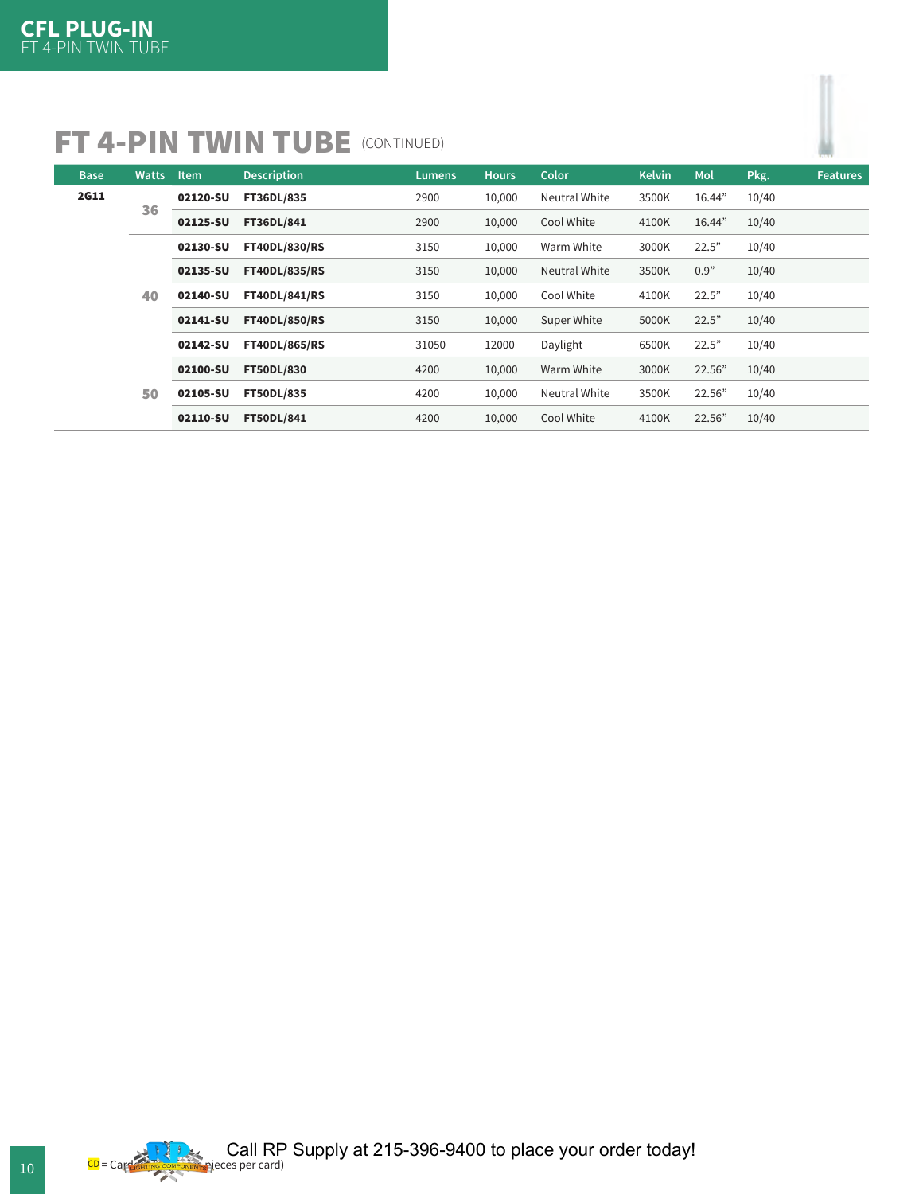# FT 4-PIN TWIN TUBE (CONTINUED)

| Base | Watts | Item | Description | Lumens | Hours | Color | Kelvin | Mol | Pkg. | Features |
|---|---|---|---|---|---|---|---|---|---|---|
| **2G11** | **36** | **02120-SU** | **FT36DL/835** | 2900 | 10,000 | Neutral White | 3500K | 16.44" | 10/40 | |
| | | **02125-SU** | **FT36DL/841** | 2900 | 10,000 | Cool White | 4100K | 16.44" | 10/40 | |
| | **40** | **02130-SU** | **FT40DL/830/RS** | 3150 | 10,000 | Warm White | 3000K | 22.5" | 10/40 | |
| | | **02135-SU** | **FT40DL/835/RS** | 3150 | 10,000 | Neutral White | 3500K | 0.9" | 10/40 | |
| | | **02140-SU** | **FT40DL/841/RS** | 3150 | 10,000 | Cool White | 4100K | 22.5" | 10/40 | |
| | | **02141-SU** | **FT40DL/850/RS** | 3150 | 10,000 | Super White | 5000K | 22.5" | 10/40 | |
| | | **02142-SU** | **FT40DL/865/RS** | 31050 | 12000 | Daylight | 6500K | 22.5" | 10/40 | |
| | **50** | **02100-SU** | **FT50DL/830** | 4200 | 10,000 | Warm White | 3000K | 22.56" | 10/40 | |
| | | **02105-SU** | **FT50DL/835** | 4200 | 10,000 | Neutral White | 3500K | 22.56" | 10/40 | |
| | | **02110-SU** | **FT50DL/841** | 4200 | 10,000 | Cool White | 4100K | 22.56" | 10/40 | |

CD = Card ... pieces per card)

Call RP Supply at 215-396-9400 to place your order today!